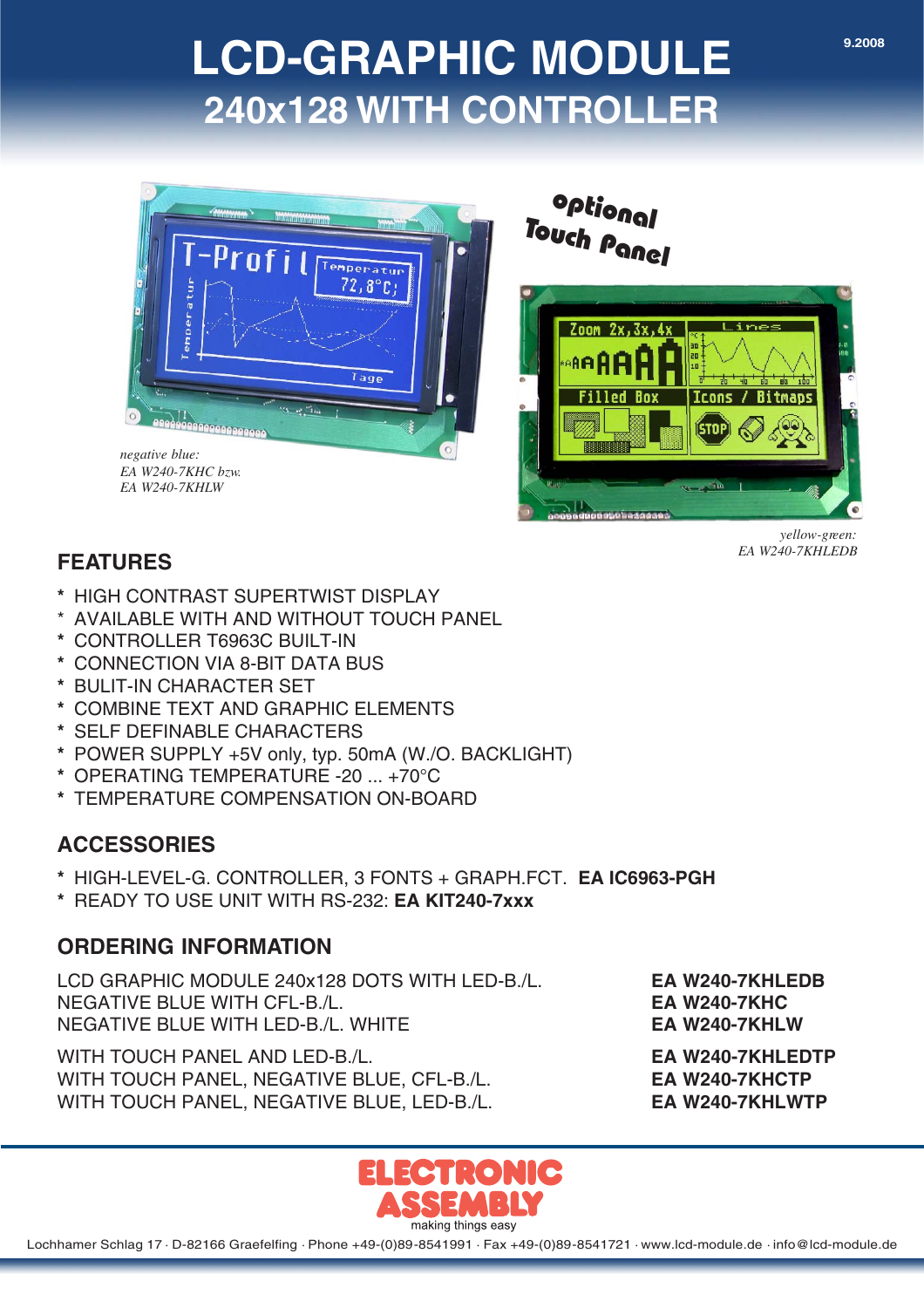# LCD-GRAPHIC MODULE

## 240x128 WITH CONTROLLER

*negative blue:*
*EA W240-7KHC bzw.*
*EA W240-7KHLW*

Optional Touch Panel

*yellow-green:*
*EA W240-7KHLEDB*

## FEATURES

* HIGH CONTRAST SUPERTWIST DISPLAY
* AVAILABLE WITH AND WITHOUT TOUCH PANEL
* CONTROLLER T6963C BUILT-IN
* CONNECTION VIA 8-BIT DATA BUS
* BULIT-IN CHARACTER SET
* COMBINE TEXT AND GRAPHIC ELEMENTS
* SELF DEFINABLE CHARACTERS
* POWER SUPPLY +5V only, typ. 50mA (W./O. BACKLIGHT)
* OPERATING TEMPERATURE -20 ... +70°C
* TEMPERATURE COMPENSATION ON-BOARD

## ACCESSORIES

* HIGH-LEVEL-G. CONTROLLER, 3 FONTS + GRAPH.FCT. **EA IC6963-PGH**
* READY TO USE UNIT WITH RS-232: **EA KIT240-7xxx**

## ORDERING INFORMATION

| | |
|---|---|
| LCD GRAPHIC MODULE 240x128 DOTS WITH LED-B./L. | **EA W240-7KHLEDB** |
| NEGATIVE BLUE WITH CFL-B./L. | **EA W240-7KHC** |
| NEGATIVE BLUE WITH LED-B./L. WHITE | **EA W240-7KHLW** |
| WITH TOUCH PANEL AND LED-B./L. | **EA W240-7KHLEDTP** |
| WITH TOUCH PANEL, NEGATIVE BLUE, CFL-B./L. | **EA W240-7KHCTP** |
| WITH TOUCH PANEL, NEGATIVE BLUE, LED-B./L. | **EA W240-7KHLWTP** |

ELECTRONIC ASSEMBLY
making things easy

Lochhamer Schlag 17 · D-82166 Graefelfing · Phone +49-(0)89-8541991 · Fax +49-(0)89-8541721 · www.lcd-module.de · info@lcd-module.de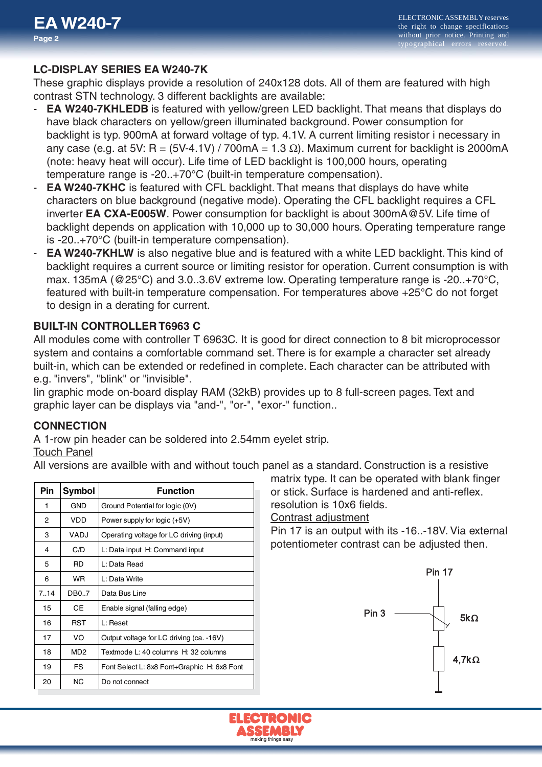## LC-DISPLAY SERIES EA W240-7K

These graphic displays provide a resolution of 240x128 dots. All of them are featured with high contrast STN technology. 3 different backlights are available:

- **EA W240-7KHLEDB** is featured with yellow/green LED backlight. That means that displays do have black characters on yellow/green illuminated background. Power consumption for backlight is typ. 900mA at forward voltage of typ. 4.1V. A current limiting resistor i necessary in any case (e.g. at 5V: R = (5V-4.1V) / 700mA = 1.3 Ω). Maximum current for backlight is 2000mA (note: heavy heat will occur). Life time of LED backlight is 100,000 hours, operating temperature range is -20..+70°C (built-in temperature compensation).
- **EA W240-7KHC** is featured with CFL backlight. That means that displays do have white characters on blue background (negative mode). Operating the CFL backlight requires a CFL inverter **EA CXA-E005W**. Power consumption for backlight is about 300mA@5V. Life time of backlight depends on application with 10,000 up to 30,000 hours. Operating temperature range is -20..+70°C (built-in temperature compensation).
- **EA W240-7KHLW** is also negative blue and is featured with a white LED backlight. This kind of backlight requires a current source or limiting resistor for operation. Current consumption is with max. 135mA (@25°C) and 3.0..3.6V extreme low. Operating temperature range is -20..+70°C, featured with built-in temperature compensation. For temperatures above +25°C do not forget to design in a derating for current.

## BUILT-IN CONTROLLER T6963 C

All modules come with controller T 6963C. It is good for direct connection to 8 bit microprocessor system and contains a comfortable command set. There is for example a character set already built-in, which can be extended or redefined in complete. Each character can be attributed with e.g. "invers", "blink" or "invisible".
Iin graphic mode on-board display RAM (32kB) provides up to 8 full-screen pages. Text and graphic layer can be displays via "and-", "or-", "exor-" function..

## CONNECTION

A 1-row pin header can be soldered into 2.54mm eyelet strip.

Touch Panel

All versions are availble with and without touch panel as a standard. Construction is a resistive matrix type. It can be operated with blank finger or stick. Surface is hardened and anti-reflex. resolution is 10x6 fields.

Contrast adjustment

Pin 17 is an output with its -16..-18V. Via external potentiometer contrast can be adjusted then.

Pin 17
Pin 3
5kΩ
4,7kΩ

| Pin | Symbol | Function |
|---|---|---|
| 1 | GND | Ground Potential for logic (0V) |
| 2 | VDD | Power supply for logic (+5V) |
| 3 | VADJ | Operating voltage for LC driving (input) |
| 4 | C/D | L: Data input H: Command input |
| 5 | RD | L: Data Read |
| 6 | WR | L: Data Write |
| 7..14 | DB0..7 | Data Bus Line |
| 15 | CE | Enable signal (falling edge) |
| 16 | RST | L: Reset |
| 17 | VO | Output voltage for LC driving (ca. -16V) |
| 18 | MD2 | Textmode L: 40 columns H: 32 columns |
| 19 | FS | Font Select L: 8x8 Font+Graphic H: 6x8 Font |
| 20 | NC | Do not connect |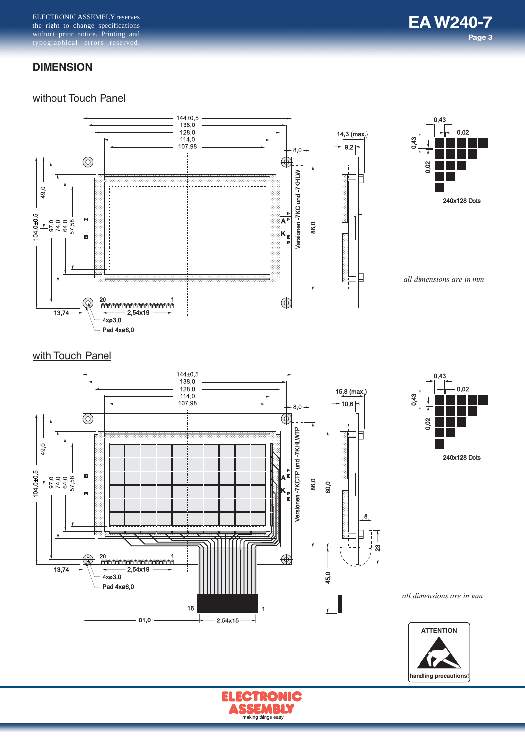## DIMENSION

### without Touch Panel

144±0,5
138,0
128,0
114,0
107,98
8,0
14,3 (max.)
9,2
0,43
0,02
0,43
0,02
240x128 Dots
49,0
104,0±0,5
97,0
74,0
64,0
57,58
A
K
Versionen -7KC und -7KHLW
86,0
20
1
13,74
2,54x19
4xø3,0
Pad 4xø6,0

*all dimensions are in mm*

### with Touch Panel

144±0,5
138,0
128,0
114,0
107,98
8,0
15,8 (max.)
10,6
0,43
0,02
0,43
0,02
240x128 Dots
49,0
104,0±0,5
97,0
74,0
64,0
57,58
A
K
Versionen -7KCTP und -7KHLWTP
86,0
80,0
8
23
20
1
13,74
2,54x19
4xø3,0
Pad 4xø6,0
45,0
16
1
81,0
2,54x15

*all dimensions are in mm*

ATTENTION
handling precautions!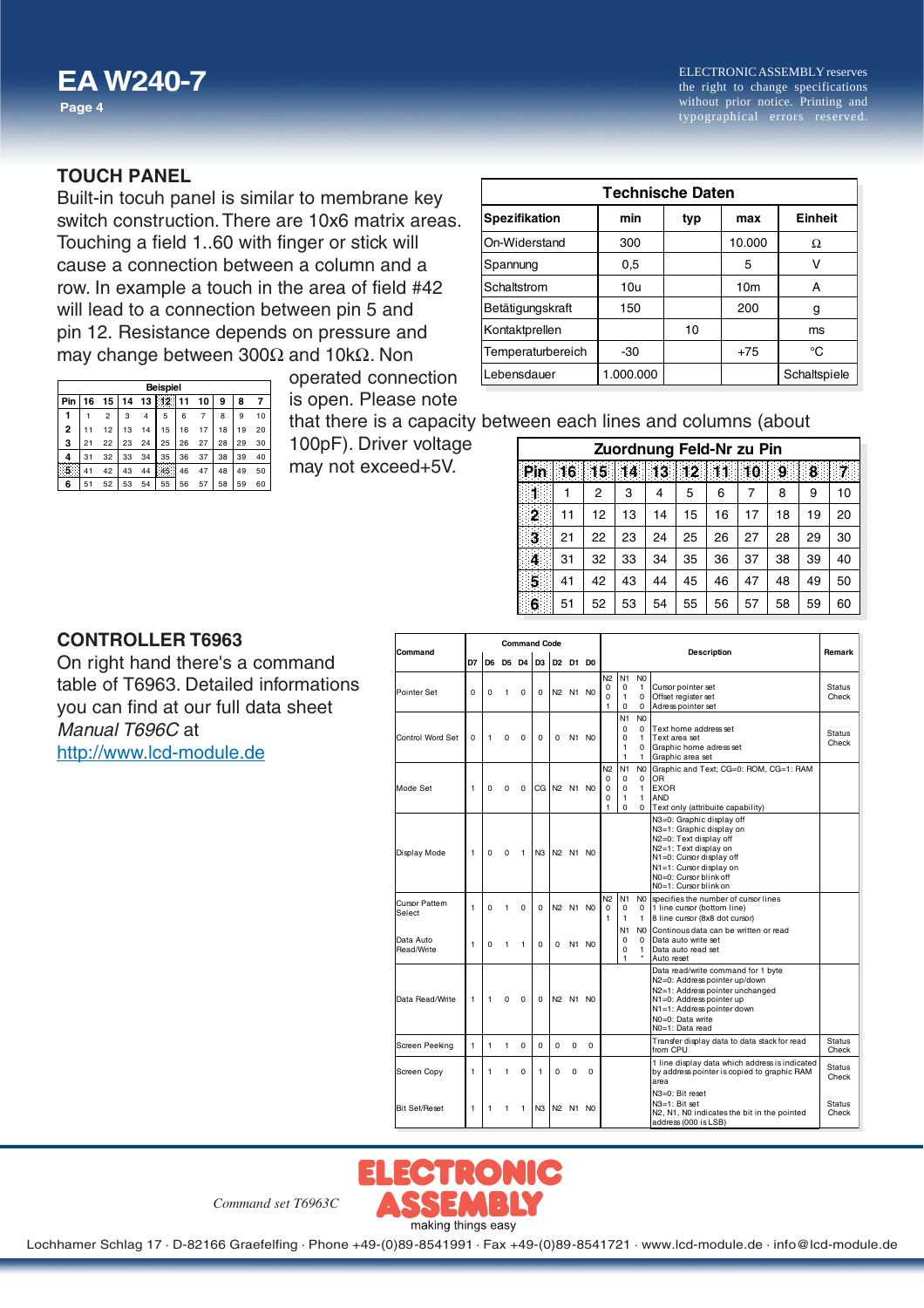# EA W240-7

ELECTRONIC ASSEMBLY reserves the right to change specifications without prior notice. Printing and typographical errors reserved.

## TOUCH PANEL

Built-in tocuh panel is similar to membrane key switch construction. There are 10x6 matrix areas. Touching a field 1..60 with finger or stick will cause a connection between a column and a row. In example a touch in the area of field #42 will lead to a connection between pin 5 and pin 12. Resistance depends on pressure and may change between 300Ω and 10kΩ. Non operated connection is open. Please note that there is a capacity between each lines and columns (about 100pF). Driver voltage may not exceed+5V.

**Beispiel**

| Pin | 16 | 15 | 14 | 13 | 12 | 11 | 10 | 9 | 8 | 7 |
|---|---|---|---|---|---|---|---|---|---|---|
| 1 | 1 | 2 | 3 | 4 | 5 | 6 | 7 | 8 | 9 | 10 |
| 2 | 11 | 12 | 13 | 14 | 15 | 16 | 17 | 18 | 19 | 20 |
| 3 | 21 | 22 | 23 | 24 | 25 | 26 | 27 | 28 | 29 | 30 |
| 4 | 31 | 32 | 33 | 34 | 35 | 36 | 37 | 38 | 39 | 40 |
| 5 | 41 | 42 | 43 | 44 | 45 | 46 | 47 | 48 | 49 | 50 |
| 6 | 51 | 52 | 53 | 54 | 55 | 56 | 57 | 58 | 59 | 60 |

**Technische Daten**

| Spezifikation | min | typ | max | Einheit |
|---|---|---|---|---|
| On-Widerstand | 300 | | 10.000 | Ω |
| Spannung | 0,5 | | 5 | V |
| Schaltstrom | 10u | | 10m | A |
| Betätigungskraft | 150 | | 200 | g |
| Kontaktprellen | | 10 | | ms |
| Temperaturbereich | -30 | | +75 | °C |
| Lebensdauer | 1.000.000 | | | Schaltspiele |

**Zuordnung Feld-Nr zu Pin**

| Pin | 16 | 15 | 14 | 13 | 12 | 11 | 10 | 9 | 8 | 7 |
|---|---|---|---|---|---|---|---|---|---|---|
| 1 | 1 | 2 | 3 | 4 | 5 | 6 | 7 | 8 | 9 | 10 |
| 2 | 11 | 12 | 13 | 14 | 15 | 16 | 17 | 18 | 19 | 20 |
| 3 | 21 | 22 | 23 | 24 | 25 | 26 | 27 | 28 | 29 | 30 |
| 4 | 31 | 32 | 33 | 34 | 35 | 36 | 37 | 38 | 39 | 40 |
| 5 | 41 | 42 | 43 | 44 | 45 | 46 | 47 | 48 | 49 | 50 |
| 6 | 51 | 52 | 53 | 54 | 55 | 56 | 57 | 58 | 59 | 60 |

## CONTROLLER T6963

On right hand there's a command table of T6963. Detailed informations you can find at our full data sheet *Manual T696C* at http://www.lcd-module.de

| Command | D7 | D6 | D5 | D4 | D3 | D2 | D1 | D0 | Description | Remark |
|---|---|---|---|---|---|---|---|---|---|---|
| Pointer Set | 0 | 0 | 1 | 0 | 0 | N2 | N1 | N0 | N2 N1 N0: 0 0 1 Cursor pointer set; 0 1 0 Offset register set; 1 0 0 Adress pointer set | Status Check |
| Control Word Set | 0 | 1 | 0 | 0 | 0 | 0 | N1 | N0 | N1 N0: 0 0 Text home address set; 0 1 Text area set; 1 0 Graphic home adress set; 1 1 Graphic area set | Status Check |
| Mode Set | 1 | 0 | 0 | 0 | CG | N2 | N1 | N0 | N2 N1 N0: Graphic and Text; CG=0: ROM, CG=1: RAM; 0 0 0 OR; 0 0 1 EXOR; 0 1 1 AND; 1 0 0 Text only (attribuite capability) | |
| Display Mode | 1 | 0 | 0 | 1 | N3 | N2 | N1 | N0 | N3=0: Graphic display off; N3=1: Graphic display on; N2=0: Text display off; N2=1: Text display on; N1=0: Cursor display off; N1=1: Cursor display on; N0=0: Cursor blink off; N0=1: Cursor blink on | |
| Cursor Pattern Select | 1 | 0 | 1 | 0 | 0 | N2 | N1 | N0 | N2 N1 N0: specifies the number of cursor lines; 0 0 0 1 line cursor (bottom line); 1 1 1 8 line cursor (8x8 dot cursor) | |
| Data Auto Read/Write | 1 | 0 | 1 | 1 | 0 | 0 | N1 | N0 | N1 N0: Continous data can be written or read; 0 0 Data auto write set; 0 1 Data auto read set; 1 * Auto reset | |
| Data Read/Write | 1 | 1 | 0 | 0 | 0 | N2 | N1 | N0 | Data read/write command for 1 byte; N2=0: Address pointer up/down; N2=1: Address pointer unchanged; N1=0: Address pointer up; N1=1: Address pointer down; N0=0: Data write; N0=1: Data read | |
| Screen Peeking | 1 | 1 | 1 | 0 | 0 | 0 | 0 | 0 | Transfer display data to data stack for read from CPU | Status Check |
| Screen Copy | 1 | 1 | 1 | 0 | 1 | 0 | 0 | 0 | 1 line display data which address is indicated by address pointer is copied to graphic RAM area | Status Check |
| Bit Set/Reset | 1 | 1 | 1 | 1 | N3 | N2 | N1 | N0 | N3=0: Bit reset; N3=1: Bit set; N2, N1, N0 indicates the bit in the pointed address (000 is LSB) | Status Check |

*Command set T6963C*

ELECTRONIC ASSEMBLY making things easy

Lochhamer Schlag 17 · D-82166 Graefelfing · Phone +49-(0)89-8541991 · Fax +49-(0)89-8541721 · www.lcd-module.de · info@lcd-module.de